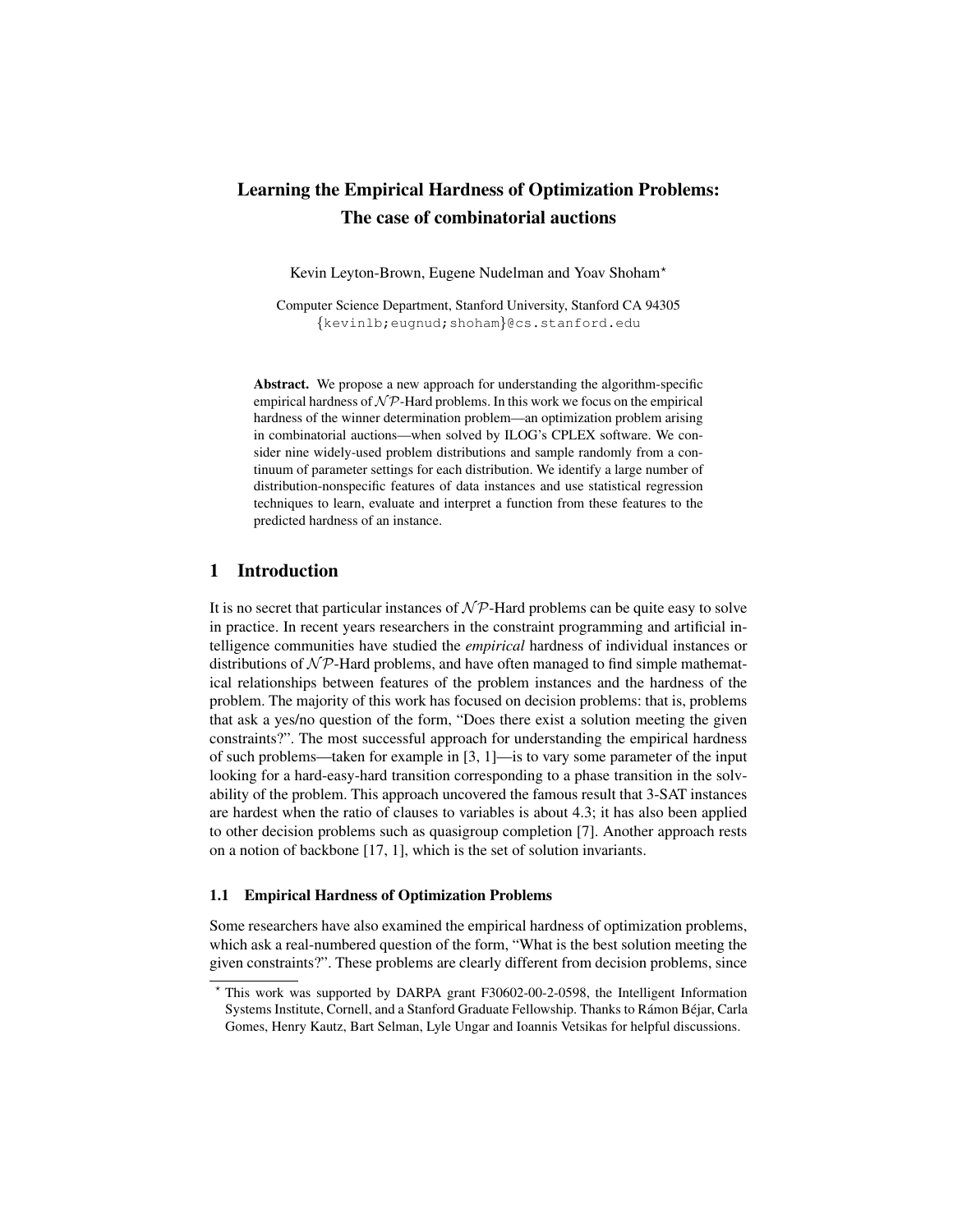# Learning the Empirical Hardness of Optimization Problems: The case of combinatorial auctions

Kevin Leyton-Brown, Eugene Nudelman and Yoav Shoham*

Computer Science Department, Stanford University, Stanford CA 94305
{kevinlb;eugnud;shoham}@cs.stanford.edu

**Abstract.** We propose a new approach for understanding the algorithm-specific empirical hardness of $\mathcal{NP}$-Hard problems. In this work we focus on the empirical hardness of the winner determination problem—an optimization problem arising in combinatorial auctions—when solved by ILOG's CPLEX software. We consider nine widely-used problem distributions and sample randomly from a continuum of parameter settings for each distribution. We identify a large number of distribution-nonspecific features of data instances and use statistical regression techniques to learn, evaluate and interpret a function from these features to the predicted hardness of an instance.

## 1 Introduction

It is no secret that particular instances of $\mathcal{NP}$-Hard problems can be quite easy to solve in practice. In recent years researchers in the constraint programming and artificial intelligence communities have studied the *empirical* hardness of individual instances or distributions of $\mathcal{NP}$-Hard problems, and have often managed to find simple mathematical relationships between features of the problem instances and the hardness of the problem. The majority of this work has focused on decision problems: that is, problems that ask a yes/no question of the form, "Does there exist a solution meeting the given constraints?". The most successful approach for understanding the empirical hardness of such problems—taken for example in [3, 1]—is to vary some parameter of the input looking for a hard-easy-hard transition corresponding to a phase transition in the solvability of the problem. This approach uncovered the famous result that 3-SAT instances are hardest when the ratio of clauses to variables is about 4.3; it has also been applied to other decision problems such as quasigroup completion [7]. Another approach rests on a notion of backbone [17, 1], which is the set of solution invariants.

### 1.1 Empirical Hardness of Optimization Problems

Some researchers have also examined the empirical hardness of optimization problems, which ask a real-numbered question of the form, "What is the best solution meeting the given constraints?". These problems are clearly different from decision problems, since

* This work was supported by DARPA grant F30602-00-2-0598, the Intelligent Information Systems Institute, Cornell, and a Stanford Graduate Fellowship. Thanks to Rámon Béjar, Carla Gomes, Henry Kautz, Bart Selman, Lyle Ungar and Ioannis Vetsikas for helpful discussions.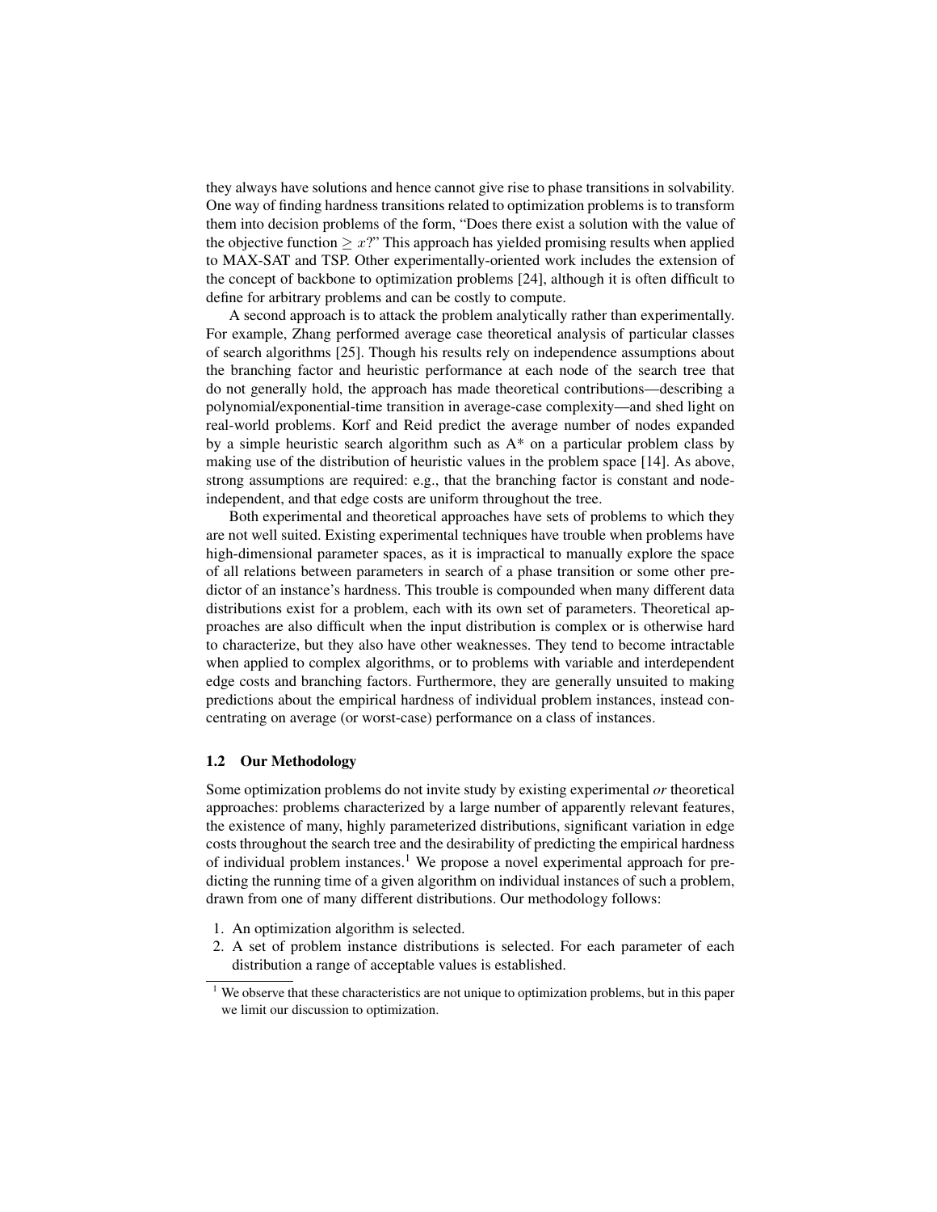they always have solutions and hence cannot give rise to phase transitions in solvability. One way of finding hardness transitions related to optimization problems is to transform them into decision problems of the form, "Does there exist a solution with the value of the objective function $\geq x$?" This approach has yielded promising results when applied to MAX-SAT and TSP. Other experimentally-oriented work includes the extension of the concept of backbone to optimization problems [24], although it is often difficult to define for arbitrary problems and can be costly to compute.

A second approach is to attack the problem analytically rather than experimentally. For example, Zhang performed average case theoretical analysis of particular classes of search algorithms [25]. Though his results rely on independence assumptions about the branching factor and heuristic performance at each node of the search tree that do not generally hold, the approach has made theoretical contributions—describing a polynomial/exponential-time transition in average-case complexity—and shed light on real-world problems. Korf and Reid predict the average number of nodes expanded by a simple heuristic search algorithm such as A* on a particular problem class by making use of the distribution of heuristic values in the problem space [14]. As above, strong assumptions are required: e.g., that the branching factor is constant and node-independent, and that edge costs are uniform throughout the tree.

Both experimental and theoretical approaches have sets of problems to which they are not well suited. Existing experimental techniques have trouble when problems have high-dimensional parameter spaces, as it is impractical to manually explore the space of all relations between parameters in search of a phase transition or some other predictor of an instance's hardness. This trouble is compounded when many different data distributions exist for a problem, each with its own set of parameters. Theoretical approaches are also difficult when the input distribution is complex or is otherwise hard to characterize, but they also have other weaknesses. They tend to become intractable when applied to complex algorithms, or to problems with variable and interdependent edge costs and branching factors. Furthermore, they are generally unsuited to making predictions about the empirical hardness of individual problem instances, instead concentrating on average (or worst-case) performance on a class of instances.

### 1.2 Our Methodology

Some optimization problems do not invite study by existing experimental *or* theoretical approaches: problems characterized by a large number of apparently relevant features, the existence of many, highly parameterized distributions, significant variation in edge costs throughout the search tree and the desirability of predicting the empirical hardness of individual problem instances.[1] We propose a novel experimental approach for predicting the running time of a given algorithm on individual instances of such a problem, drawn from one of many different distributions. Our methodology follows:

1. An optimization algorithm is selected.
2. A set of problem instance distributions is selected. For each parameter of each distribution a range of acceptable values is established.

[1] We observe that these characteristics are not unique to optimization problems, but in this paper we limit our discussion to optimization.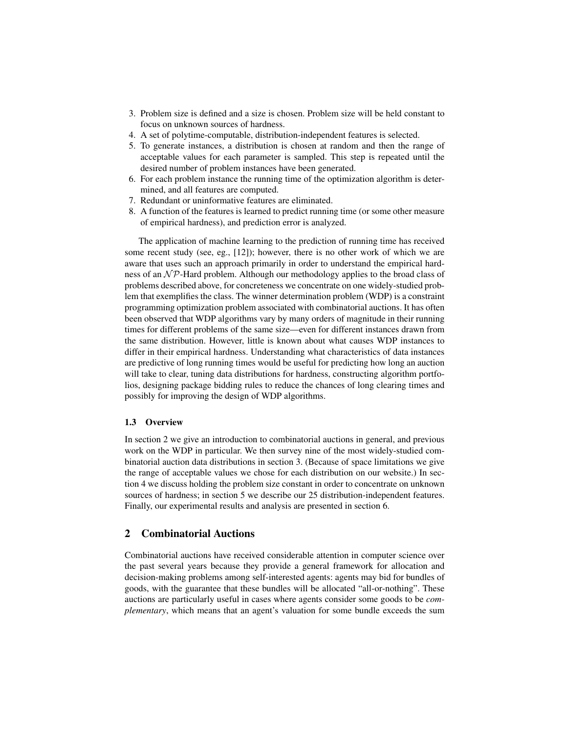3. Problem size is defined and a size is chosen. Problem size will be held constant to focus on unknown sources of hardness.
4. A set of polytime-computable, distribution-independent features is selected.
5. To generate instances, a distribution is chosen at random and then the range of acceptable values for each parameter is sampled. This step is repeated until the desired number of problem instances have been generated.
6. For each problem instance the running time of the optimization algorithm is determined, and all features are computed.
7. Redundant or uninformative features are eliminated.
8. A function of the features is learned to predict running time (or some other measure of empirical hardness), and prediction error is analyzed.

The application of machine learning to the prediction of running time has received some recent study (see, eg., [12]); however, there is no other work of which we are aware that uses such an approach primarily in order to understand the empirical hardness of an $\mathcal{NP}$-Hard problem. Although our methodology applies to the broad class of problems described above, for concreteness we concentrate on one widely-studied problem that exemplifies the class. The winner determination problem (WDP) is a constraint programming optimization problem associated with combinatorial auctions. It has often been observed that WDP algorithms vary by many orders of magnitude in their running times for different problems of the same size—even for different instances drawn from the same distribution. However, little is known about what causes WDP instances to differ in their empirical hardness. Understanding what characteristics of data instances are predictive of long running times would be useful for predicting how long an auction will take to clear, tuning data distributions for hardness, constructing algorithm portfolios, designing package bidding rules to reduce the chances of long clearing times and possibly for improving the design of WDP algorithms.

### 1.3 Overview

In section 2 we give an introduction to combinatorial auctions in general, and previous work on the WDP in particular. We then survey nine of the most widely-studied combinatorial auction data distributions in section 3. (Because of space limitations we give the range of acceptable values we chose for each distribution on our website.) In section 4 we discuss holding the problem size constant in order to concentrate on unknown sources of hardness; in section 5 we describe our 25 distribution-independent features. Finally, our experimental results and analysis are presented in section 6.

## 2 Combinatorial Auctions

Combinatorial auctions have received considerable attention in computer science over the past several years because they provide a general framework for allocation and decision-making problems among self-interested agents: agents may bid for bundles of goods, with the guarantee that these bundles will be allocated "all-or-nothing". These auctions are particularly useful in cases where agents consider some goods to be *complementary*, which means that an agent's valuation for some bundle exceeds the sum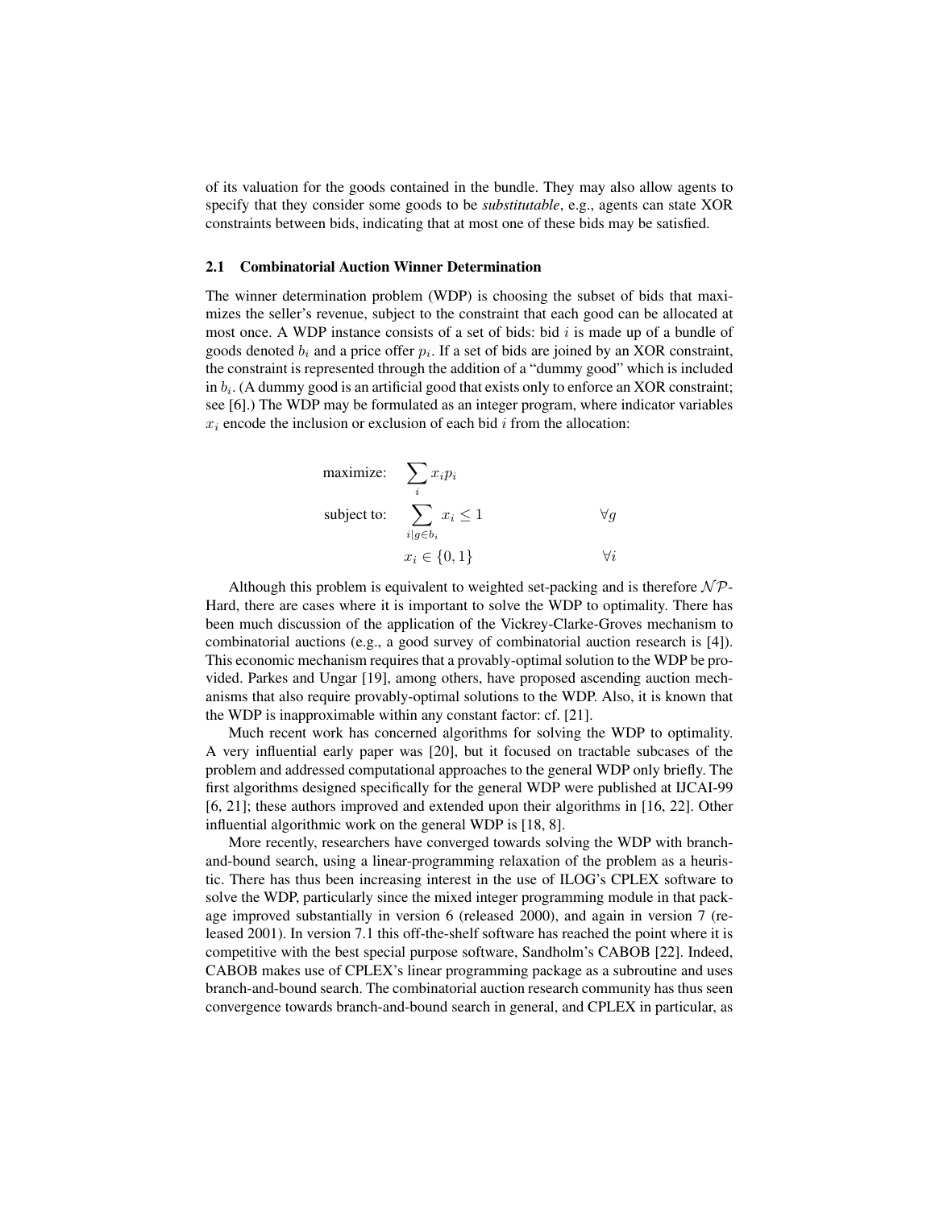of its valuation for the goods contained in the bundle. They may also allow agents to specify that they consider some goods to be *substitutable*, e.g., agents can state XOR constraints between bids, indicating that at most one of these bids may be satisfied.

### 2.1 Combinatorial Auction Winner Determination

The winner determination problem (WDP) is choosing the subset of bids that maximizes the seller's revenue, subject to the constraint that each good can be allocated at most once. A WDP instance consists of a set of bids: bid $i$ is made up of a bundle of goods denoted $b_i$ and a price offer $p_i$. If a set of bids are joined by an XOR constraint, the constraint is represented through the addition of a "dummy good" which is included in $b_i$. (A dummy good is an artificial good that exists only to enforce an XOR constraint; see [6].) The WDP may be formulated as an integer program, where indicator variables $x_i$ encode the inclusion or exclusion of each bid $i$ from the allocation:

$$
\begin{aligned}
\text{maximize:} \quad & \sum_i x_i p_i & \\
\text{subject to:} \quad & \sum_{i | g \in b_i} x_i \leq 1 & \forall g \\
& x_i \in \{0, 1\} & \forall i
\end{aligned}
$$

Although this problem is equivalent to weighted set-packing and is therefore $\mathcal{NP}$-Hard, there are cases where it is important to solve the WDP to optimality. There has been much discussion of the application of the Vickrey-Clarke-Groves mechanism to combinatorial auctions (e.g., a good survey of combinatorial auction research is [4]). This economic mechanism requires that a provably-optimal solution to the WDP be provided. Parkes and Ungar [19], among others, have proposed ascending auction mechanisms that also require provably-optimal solutions to the WDP. Also, it is known that the WDP is inapproximable within any constant factor: cf. [21].

Much recent work has concerned algorithms for solving the WDP to optimality. A very influential early paper was [20], but it focused on tractable subcases of the problem and addressed computational approaches to the general WDP only briefly. The first algorithms designed specifically for the general WDP were published at IJCAI-99 [6, 21]; these authors improved and extended upon their algorithms in [16, 22]. Other influential algorithmic work on the general WDP is [18, 8].

More recently, researchers have converged towards solving the WDP with branch-and-bound search, using a linear-programming relaxation of the problem as a heuristic. There has thus been increasing interest in the use of ILOG's CPLEX software to solve the WDP, particularly since the mixed integer programming module in that package improved substantially in version 6 (released 2000), and again in version 7 (released 2001). In version 7.1 this off-the-shelf software has reached the point where it is competitive with the best special purpose software, Sandholm's CABOB [22]. Indeed, CABOB makes use of CPLEX's linear programming package as a subroutine and uses branch-and-bound search. The combinatorial auction research community has thus seen convergence towards branch-and-bound search in general, and CPLEX in particular, as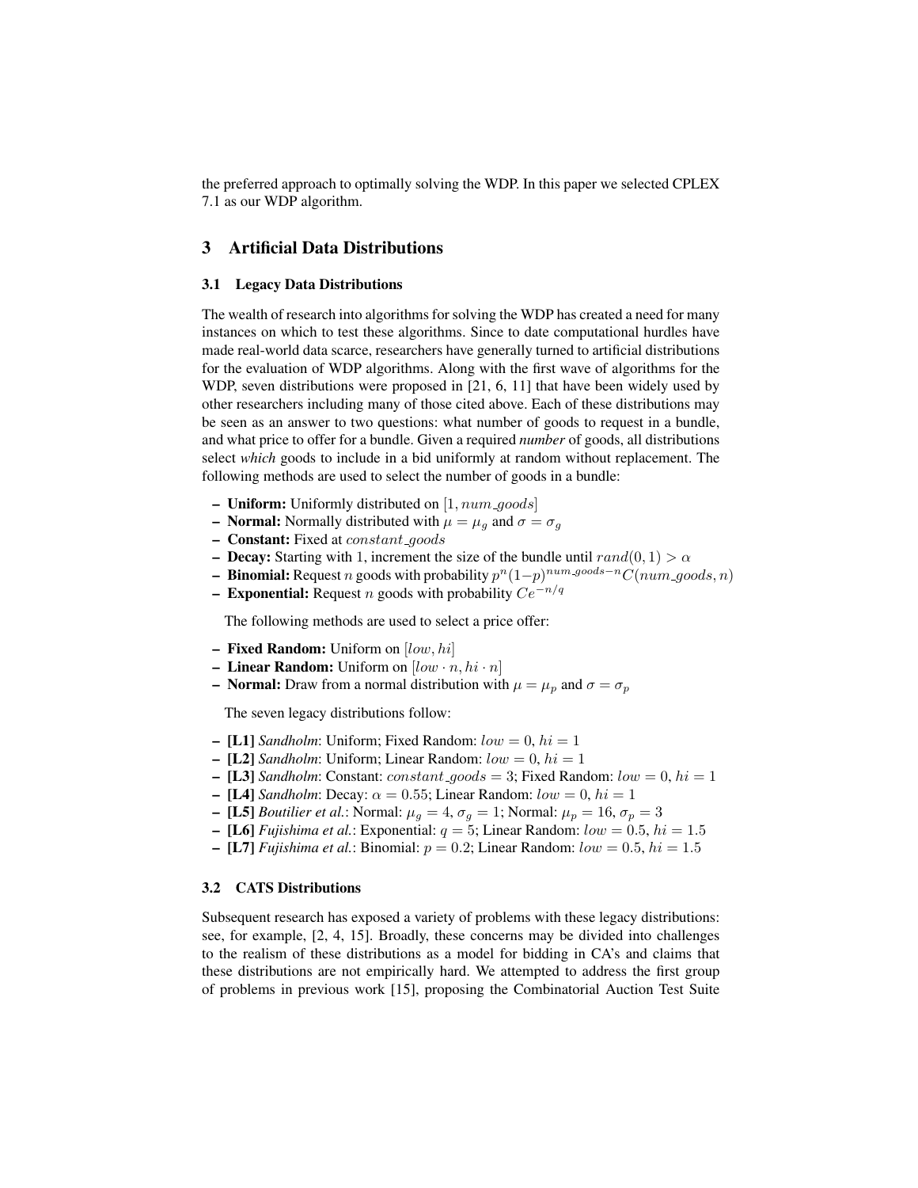the preferred approach to optimally solving the WDP. In this paper we selected CPLEX 7.1 as our WDP algorithm.

## 3 Artificial Data Distributions

### 3.1 Legacy Data Distributions

The wealth of research into algorithms for solving the WDP has created a need for many instances on which to test these algorithms. Since to date computational hurdles have made real-world data scarce, researchers have generally turned to artificial distributions for the evaluation of WDP algorithms. Along with the first wave of algorithms for the WDP, seven distributions were proposed in [21, 6, 11] that have been widely used by other researchers including many of those cited above. Each of these distributions may be seen as an answer to two questions: what number of goods to request in a bundle, and what price to offer for a bundle. Given a required *number* of goods, all distributions select *which* goods to include in a bid uniformly at random without replacement. The following methods are used to select the number of goods in a bundle:

- **Uniform:** Uniformly distributed on $[1, num\_goods]$
- **Normal:** Normally distributed with $\mu = \mu_g$ and $\sigma = \sigma_g$
- **Constant:** Fixed at $constant\_goods$
- **Decay:** Starting with 1, increment the size of the bundle until $rand(0, 1) > \alpha$
- **Binomial:** Request $n$ goods with probability $p^n(1-p)^{num\_goods-n}C(num\_goods, n)$
- **Exponential:** Request $n$ goods with probability $Ce^{-n/q}$

The following methods are used to select a price offer:

- **Fixed Random:** Uniform on $[low, hi]$
- **Linear Random:** Uniform on $[low \cdot n, hi \cdot n]$
- **Normal:** Draw from a normal distribution with $\mu = \mu_p$ and $\sigma = \sigma_p$

The seven legacy distributions follow:

- **[L1]** *Sandholm*: Uniform; Fixed Random: $low = 0$, $hi = 1$
- **[L2]** *Sandholm*: Uniform; Linear Random: $low = 0$, $hi = 1$
- **[L3]** *Sandholm*: Constant: $constant\_goods = 3$; Fixed Random: $low = 0$, $hi = 1$
- **[L4]** *Sandholm*: Decay: $\alpha = 0.55$; Linear Random: $low = 0$, $hi = 1$
- **[L5]** *Boutilier et al.*: Normal: $\mu_g = 4$, $\sigma_g = 1$; Normal: $\mu_p = 16$, $\sigma_p = 3$
- **[L6]** *Fujishima et al.*: Exponential: $q = 5$; Linear Random: $low = 0.5$, $hi = 1.5$
- **[L7]** *Fujishima et al.*: Binomial: $p = 0.2$; Linear Random: $low = 0.5$, $hi = 1.5$

### 3.2 CATS Distributions

Subsequent research has exposed a variety of problems with these legacy distributions: see, for example, [2, 4, 15]. Broadly, these concerns may be divided into challenges to the realism of these distributions as a model for bidding in CA's and claims that these distributions are not empirically hard. We attempted to address the first group of problems in previous work [15], proposing the Combinatorial Auction Test Suite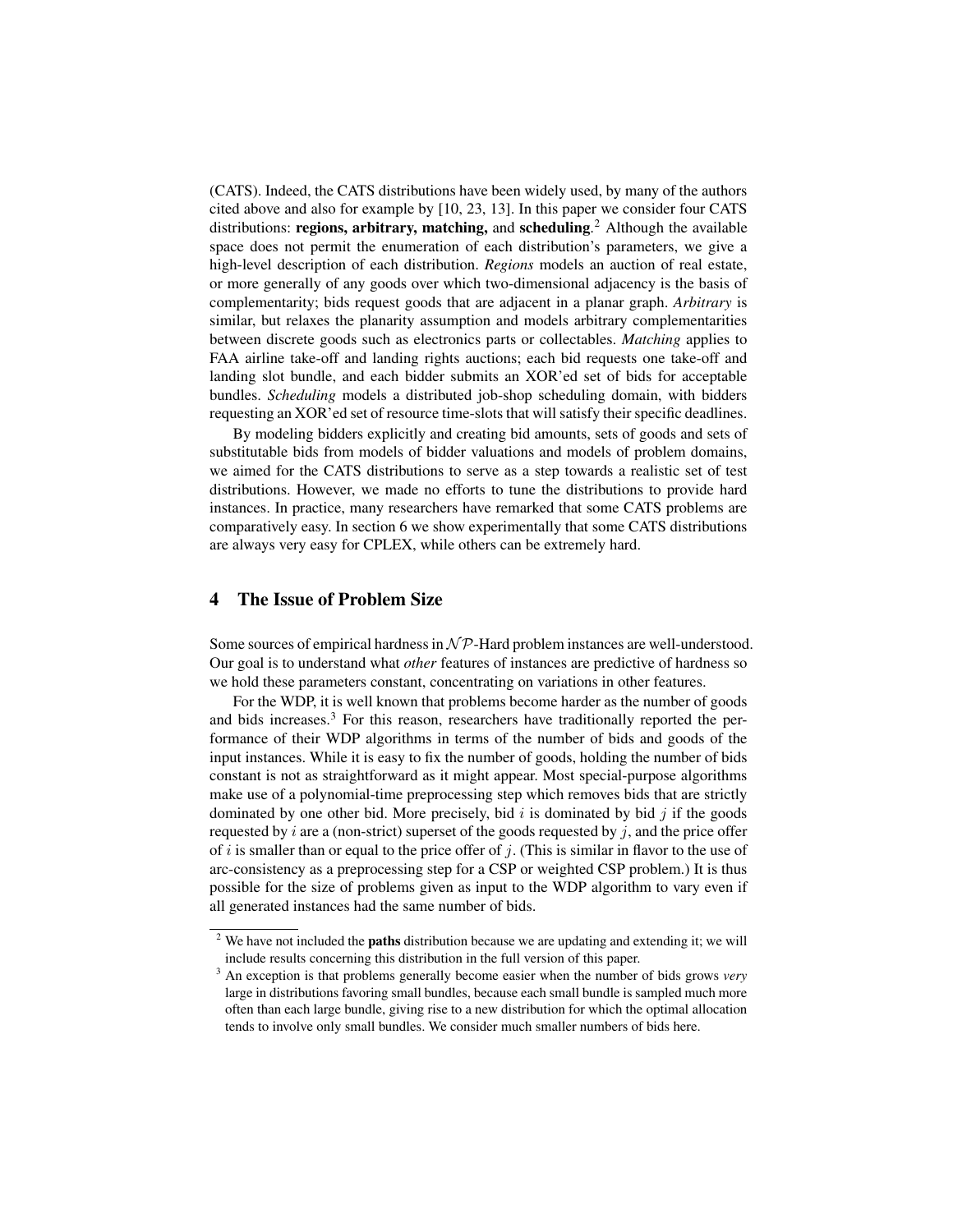(CATS). Indeed, the CATS distributions have been widely used, by many of the authors cited above and also for example by [10, 23, 13]. In this paper we consider four CATS distributions: **regions, arbitrary, matching,** and **scheduling**.[2] Although the available space does not permit the enumeration of each distribution's parameters, we give a high-level description of each distribution. *Regions* models an auction of real estate, or more generally of any goods over which two-dimensional adjacency is the basis of complementarity; bids request goods that are adjacent in a planar graph. *Arbitrary* is similar, but relaxes the planarity assumption and models arbitrary complementarities between discrete goods such as electronics parts or collectables. *Matching* applies to FAA airline take-off and landing rights auctions; each bid requests one take-off and landing slot bundle, and each bidder submits an XOR'ed set of bids for acceptable bundles. *Scheduling* models a distributed job-shop scheduling domain, with bidders requesting an XOR'ed set of resource time-slots that will satisfy their specific deadlines.

By modeling bidders explicitly and creating bid amounts, sets of goods and sets of substitutable bids from models of bidder valuations and models of problem domains, we aimed for the CATS distributions to serve as a step towards a realistic set of test distributions. However, we made no efforts to tune the distributions to provide hard instances. In practice, many researchers have remarked that some CATS problems are comparatively easy. In section 6 we show experimentally that some CATS distributions are always very easy for CPLEX, while others can be extremely hard.

## 4 The Issue of Problem Size

Some sources of empirical hardness in $\mathcal{NP}$-Hard problem instances are well-understood. Our goal is to understand what *other* features of instances are predictive of hardness so we hold these parameters constant, concentrating on variations in other features.

For the WDP, it is well known that problems become harder as the number of goods and bids increases.[3] For this reason, researchers have traditionally reported the performance of their WDP algorithms in terms of the number of bids and goods of the input instances. While it is easy to fix the number of goods, holding the number of bids constant is not as straightforward as it might appear. Most special-purpose algorithms make use of a polynomial-time preprocessing step which removes bids that are strictly dominated by one other bid. More precisely, bid $i$ is dominated by bid $j$ if the goods requested by $i$ are a (non-strict) superset of the goods requested by $j$, and the price offer of $i$ is smaller than or equal to the price offer of $j$. (This is similar in flavor to the use of arc-consistency as a preprocessing step for a CSP or weighted CSP problem.) It is thus possible for the size of problems given as input to the WDP algorithm to vary even if all generated instances had the same number of bids.

[2] We have not included the **paths** distribution because we are updating and extending it; we will include results concerning this distribution in the full version of this paper.

[3] An exception is that problems generally become easier when the number of bids grows *very* large in distributions favoring small bundles, because each small bundle is sampled much more often than each large bundle, giving rise to a new distribution for which the optimal allocation tends to involve only small bundles. We consider much smaller numbers of bids here.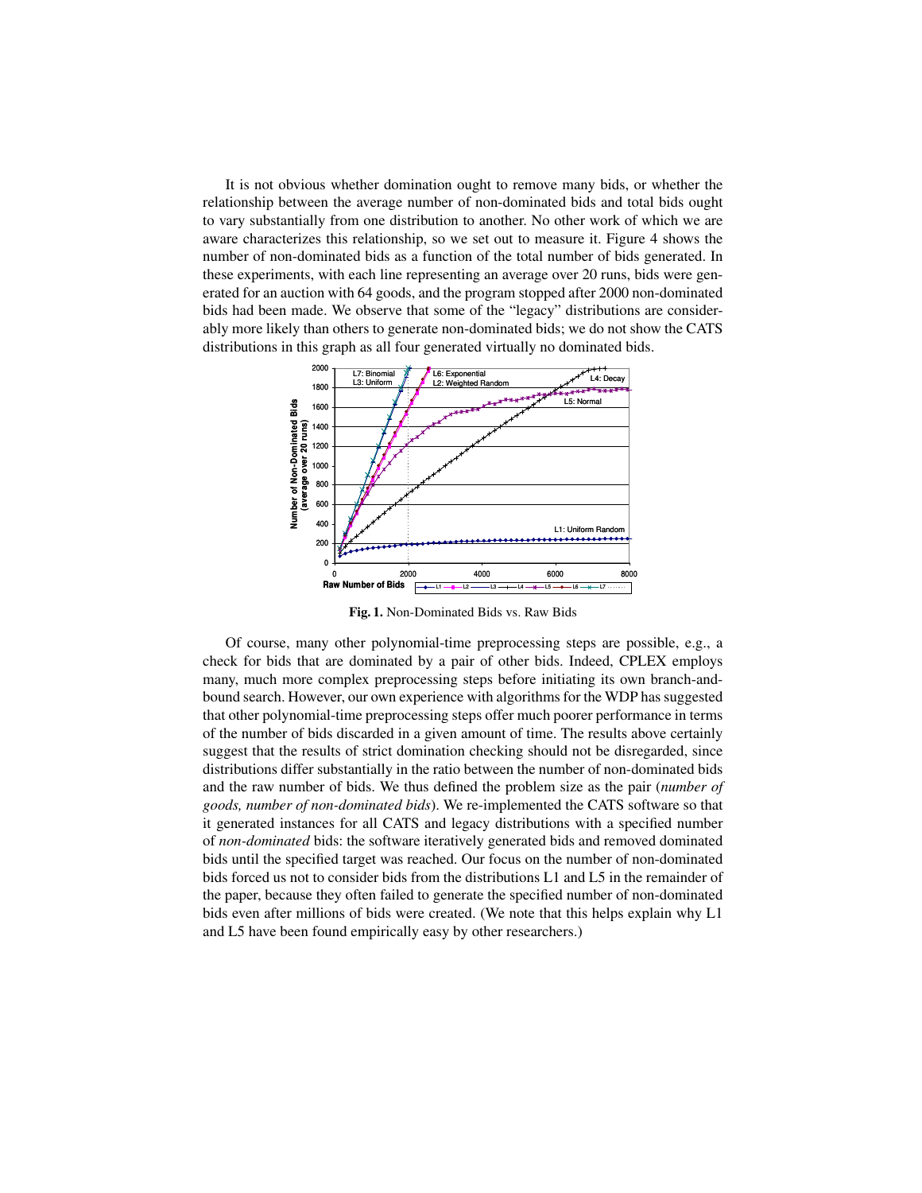It is not obvious whether domination ought to remove many bids, or whether the relationship between the average number of non-dominated bids and total bids ought to vary substantially from one distribution to another. No other work of which we are aware characterizes this relationship, so we set out to measure it. Figure 4 shows the number of non-dominated bids as a function of the total number of bids generated. In these experiments, with each line representing an average over 20 runs, bids were generated for an auction with 64 goods, and the program stopped after 2000 non-dominated bids had been made. We observe that some of the "legacy" distributions are considerably more likely than others to generate non-dominated bids; we do not show the CATS distributions in this graph as all four generated virtually no dominated bids.

Number of Non-Dominated Bids (average over 20 runs)

0
200
400
600
800
1000
1200
1400
1600
1800
2000

Raw Number of Bids

0
2000
4000
6000
8000

L7: Binomial
L3: Uniform
L6: Exponential
L2: Weighted Random
L4: Decay
L5: Normal
L1: Uniform Random

L1 L2 L3 L4 L5 L6 L7

**Fig. 1.** Non-Dominated Bids vs. Raw Bids

Of course, many other polynomial-time preprocessing steps are possible, e.g., a check for bids that are dominated by a pair of other bids. Indeed, CPLEX employs many, much more complex preprocessing steps before initiating its own branch-and-bound search. However, our own experience with algorithms for the WDP has suggested that other polynomial-time preprocessing steps offer much poorer performance in terms of the number of bids discarded in a given amount of time. The results above certainly suggest that the results of strict domination checking should not be disregarded, since distributions differ substantially in the ratio between the number of non-dominated bids and the raw number of bids. We thus defined the problem size as the pair (*number of goods, number of non-dominated bids*). We re-implemented the CATS software so that it generated instances for all CATS and legacy distributions with a specified number of *non-dominated* bids: the software iteratively generated bids and removed dominated bids until the specified target was reached. Our focus on the number of non-dominated bids forced us not to consider bids from the distributions L1 and L5 in the remainder of the paper, because they often failed to generate the specified number of non-dominated bids even after millions of bids were created. (We note that this helps explain why L1 and L5 have been found empirically easy by other researchers.)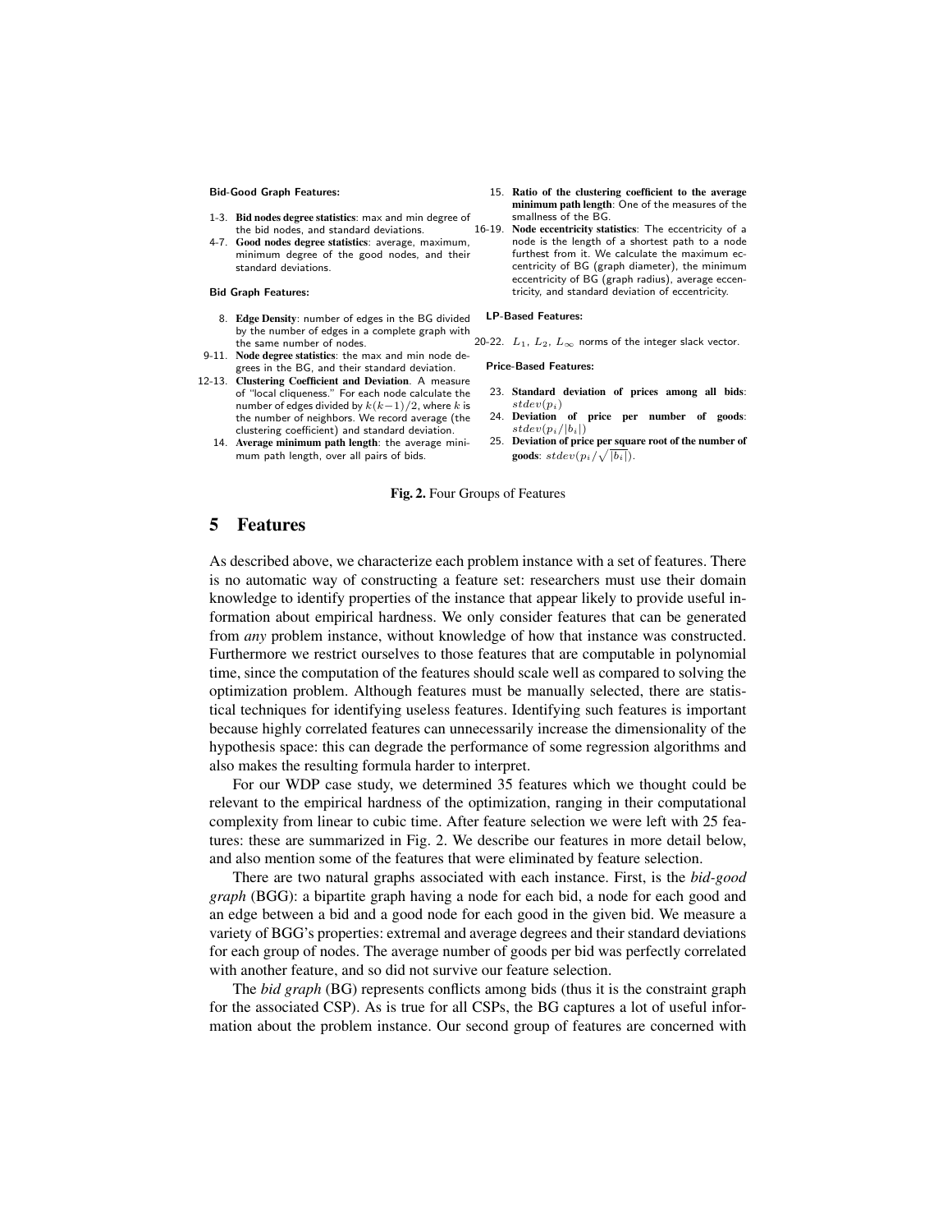**Bid-Good Graph Features:**

1-3. **Bid nodes degree statistics**: max and min degree of the bid nodes, and standard deviations.

4-7. **Good nodes degree statistics**: average, maximum, minimum degree of the good nodes, and their standard deviations.

**Bid Graph Features:**

8. **Edge Density**: number of edges in the BG divided by the number of edges in a complete graph with the same number of nodes.

9-11. **Node degree statistics**: the max and min node degrees in the BG, and their standard deviation.

12-13. **Clustering Coefficient and Deviation**. A measure of "local cliqueness." For each node calculate the number of edges divided by $k(k-1)/2$, where $k$ is the number of neighbors. We record average (the clustering coefficient) and standard deviation.

14. **Average minimum path length**: the average minimum path length, over all pairs of bids.

15. **Ratio of the clustering coefficient to the average minimum path length**: One of the measures of the smallness of the BG.

16-19. **Node eccentricity statistics**: The eccentricity of a node is the length of a shortest path to a node furthest from it. We calculate the maximum eccentricity of BG (graph diameter), the minimum eccentricity of BG (graph radius), average eccentricity, and standard deviation of eccentricity.

**LP-Based Features:**

20-22. $L_1$, $L_2$, $L_\infty$ norms of the integer slack vector.

**Price-Based Features:**

23. **Standard deviation of prices among all bids**: $stdev(p_i)$

24. **Deviation of price per number of goods**: $stdev(p_i/|b_i|)$

25. **Deviation of price per square root of the number of goods**: $stdev(p_i/\sqrt{|b_i|})$.

**Fig. 2.** Four Groups of Features

## 5 Features

As described above, we characterize each problem instance with a set of features. There is no automatic way of constructing a feature set: researchers must use their domain knowledge to identify properties of the instance that appear likely to provide useful information about empirical hardness. We only consider features that can be generated from *any* problem instance, without knowledge of how that instance was constructed. Furthermore we restrict ourselves to those features that are computable in polynomial time, since the computation of the features should scale well as compared to solving the optimization problem. Although features must be manually selected, there are statistical techniques for identifying useless features. Identifying such features is important because highly correlated features can unnecessarily increase the dimensionality of the hypothesis space: this can degrade the performance of some regression algorithms and also makes the resulting formula harder to interpret.

For our WDP case study, we determined 35 features which we thought could be relevant to the empirical hardness of the optimization, ranging in their computational complexity from linear to cubic time. After feature selection we were left with 25 features: these are summarized in Fig. 2. We describe our features in more detail below, and also mention some of the features that were eliminated by feature selection.

There are two natural graphs associated with each instance. First, is the *bid-good graph* (BGG): a bipartite graph having a node for each bid, a node for each good and an edge between a bid and a good node for each good in the given bid. We measure a variety of BGG's properties: extremal and average degrees and their standard deviations for each group of nodes. The average number of goods per bid was perfectly correlated with another feature, and so did not survive our feature selection.

The *bid graph* (BG) represents conflicts among bids (thus it is the constraint graph for the associated CSP). As is true for all CSPs, the BG captures a lot of useful information about the problem instance. Our second group of features are concerned with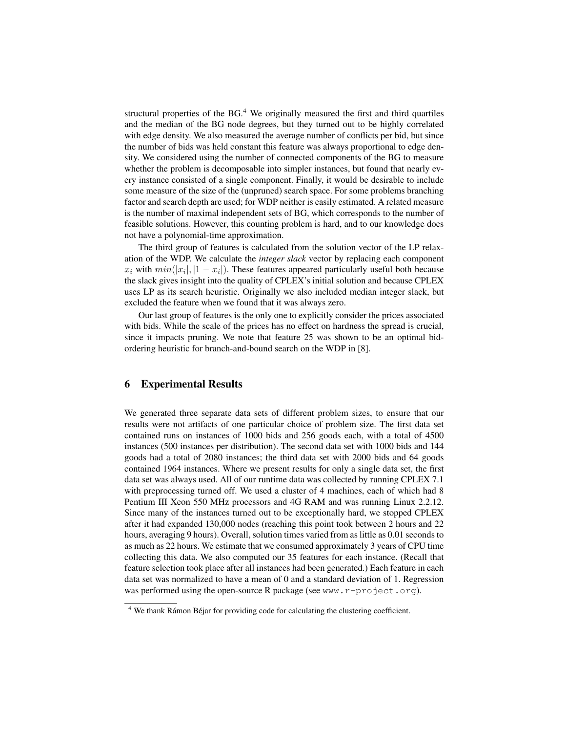structural properties of the BG.[4] We originally measured the first and third quartiles and the median of the BG node degrees, but they turned out to be highly correlated with edge density. We also measured the average number of conflicts per bid, but since the number of bids was held constant this feature was always proportional to edge density. We considered using the number of connected components of the BG to measure whether the problem is decomposable into simpler instances, but found that nearly every instance consisted of a single component. Finally, it would be desirable to include some measure of the size of the (unpruned) search space. For some problems branching factor and search depth are used; for WDP neither is easily estimated. A related measure is the number of maximal independent sets of BG, which corresponds to the number of feasible solutions. However, this counting problem is hard, and to our knowledge does not have a polynomial-time approximation.

The third group of features is calculated from the solution vector of the LP relaxation of the WDP. We calculate the *integer slack* vector by replacing each component $x_i$ with $min(|x_i|, |1 - x_i|)$. These features appeared particularly useful both because the slack gives insight into the quality of CPLEX's initial solution and because CPLEX uses LP as its search heuristic. Originally we also included median integer slack, but excluded the feature when we found that it was always zero.

Our last group of features is the only one to explicitly consider the prices associated with bids. While the scale of the prices has no effect on hardness the spread is crucial, since it impacts pruning. We note that feature 25 was shown to be an optimal bid-ordering heuristic for branch-and-bound search on the WDP in [8].

## 6 Experimental Results

We generated three separate data sets of different problem sizes, to ensure that our results were not artifacts of one particular choice of problem size. The first data set contained runs on instances of 1000 bids and 256 goods each, with a total of 4500 instances (500 instances per distribution). The second data set with 1000 bids and 144 goods had a total of 2080 instances; the third data set with 2000 bids and 64 goods contained 1964 instances. Where we present results for only a single data set, the first data set was always used. All of our runtime data was collected by running CPLEX 7.1 with preprocessing turned off. We used a cluster of 4 machines, each of which had 8 Pentium III Xeon 550 MHz processors and 4G RAM and was running Linux 2.2.12. Since many of the instances turned out to be exceptionally hard, we stopped CPLEX after it had expanded 130,000 nodes (reaching this point took between 2 hours and 22 hours, averaging 9 hours). Overall, solution times varied from as little as 0.01 seconds to as much as 22 hours. We estimate that we consumed approximately 3 years of CPU time collecting this data. We also computed our 35 features for each instance. (Recall that feature selection took place after all instances had been generated.) Each feature in each data set was normalized to have a mean of 0 and a standard deviation of 1. Regression was performed using the open-source R package (see www.r-project.org).

[4] We thank Rámon Béjar for providing code for calculating the clustering coefficient.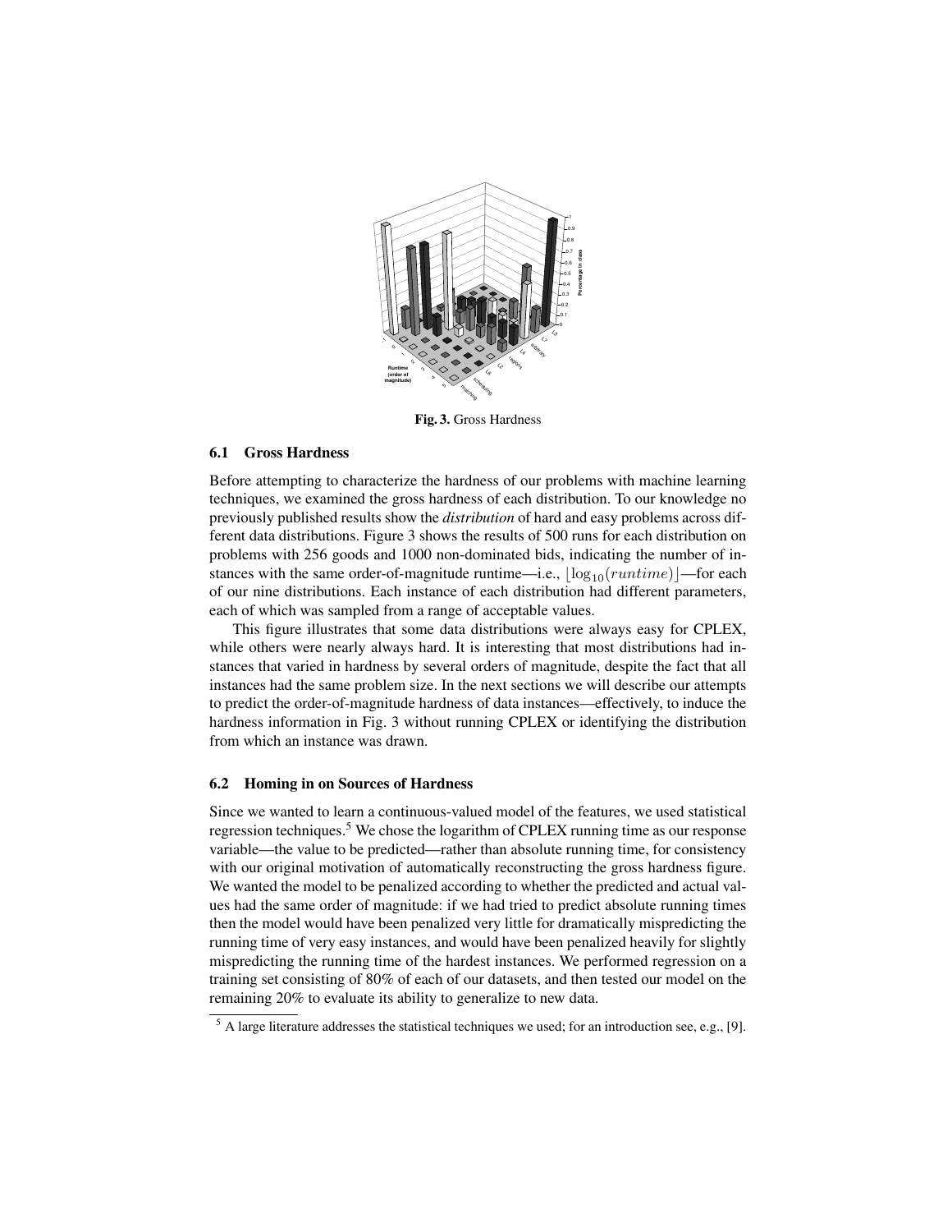**Fig. 3.** Gross Hardness

### 6.1 Gross Hardness

Before attempting to characterize the hardness of our problems with machine learning techniques, we examined the gross hardness of each distribution. To our knowledge no previously published results show the *distribution* of hard and easy problems across different data distributions. Figure 3 shows the results of 500 runs for each distribution on problems with 256 goods and 1000 non-dominated bids, indicating the number of instances with the same order-of-magnitude runtime—i.e., $\lfloor \log_{10}(runtime) \rfloor$—for each of our nine distributions. Each instance of each distribution had different parameters, each of which was sampled from a range of acceptable values.

This figure illustrates that some data distributions were always easy for CPLEX, while others were nearly always hard. It is interesting that most distributions had instances that varied in hardness by several orders of magnitude, despite the fact that all instances had the same problem size. In the next sections we will describe our attempts to predict the order-of-magnitude hardness of data instances—effectively, to induce the hardness information in Fig. 3 without running CPLEX or identifying the distribution from which an instance was drawn.

### 6.2 Homing in on Sources of Hardness

Since we wanted to learn a continuous-valued model of the features, we used statistical regression techniques.[5] We chose the logarithm of CPLEX running time as our response variable—the value to be predicted—rather than absolute running time, for consistency with our original motivation of automatically reconstructing the gross hardness figure. We wanted the model to be penalized according to whether the predicted and actual values had the same order of magnitude: if we had tried to predict absolute running times then the model would have been penalized very little for dramatically mispredicting the running time of very easy instances, and would have been penalized heavily for slightly mispredicting the running time of the hardest instances. We performed regression on a training set consisting of 80% of each of our datasets, and then tested our model on the remaining 20% to evaluate its ability to generalize to new data.

[5] A large literature addresses the statistical techniques we used; for an introduction see, e.g., [9].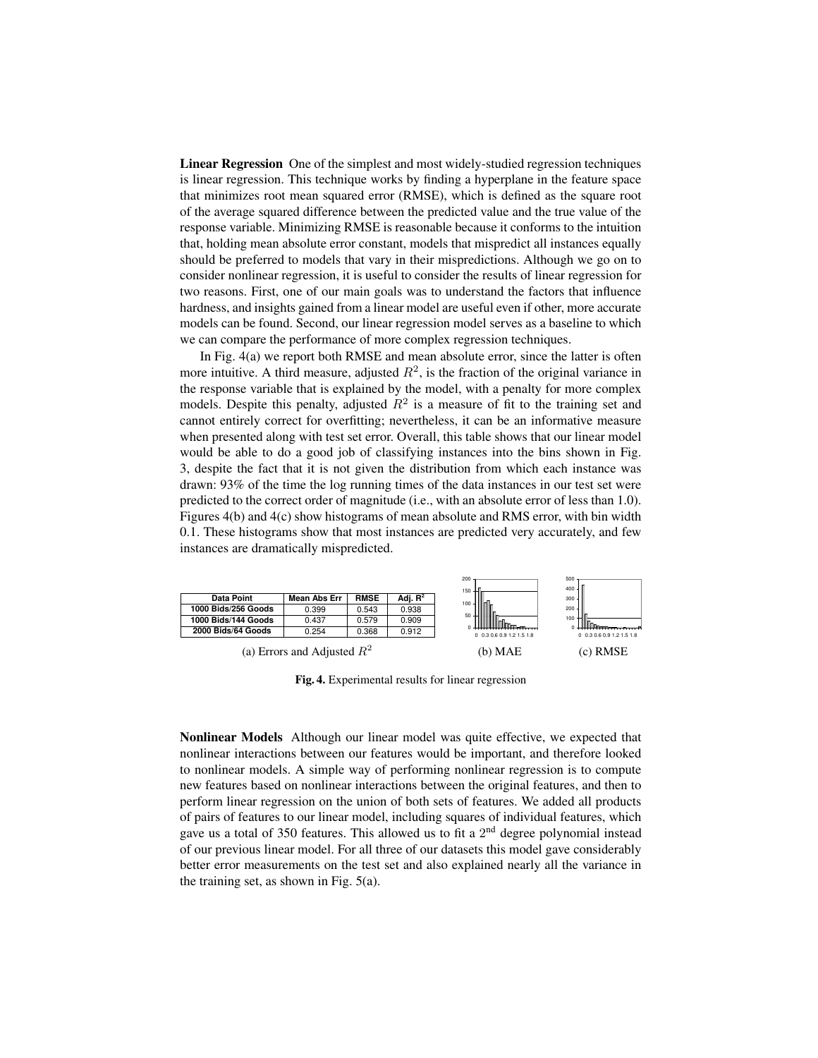**Linear Regression** One of the simplest and most widely-studied regression techniques is linear regression. This technique works by finding a hyperplane in the feature space that minimizes root mean squared error (RMSE), which is defined as the square root of the average squared difference between the predicted value and the true value of the response variable. Minimizing RMSE is reasonable because it conforms to the intuition that, holding mean absolute error constant, models that mispredict all instances equally should be preferred to models that vary in their mispredictions. Although we go on to consider nonlinear regression, it is useful to consider the results of linear regression for two reasons. First, one of our main goals was to understand the factors that influence hardness, and insights gained from a linear model are useful even if other, more accurate models can be found. Second, our linear regression model serves as a baseline to which we can compare the performance of more complex regression techniques.

In Fig. 4(a) we report both RMSE and mean absolute error, since the latter is often more intuitive. A third measure, adjusted $R^2$, is the fraction of the original variance in the response variable that is explained by the model, with a penalty for more complex models. Despite this penalty, adjusted $R^2$ is a measure of fit to the training set and cannot entirely correct for overfitting; nevertheless, it can be an informative measure when presented along with test set error. Overall, this table shows that our linear model would be able to do a good job of classifying instances into the bins shown in Fig. 3, despite the fact that it is not given the distribution from which each instance was drawn: 93% of the time the log running times of the data instances in our test set were predicted to the correct order of magnitude (i.e., with an absolute error of less than 1.0). Figures 4(b) and 4(c) show histograms of mean absolute and RMS error, with bin width 0.1. These histograms show that most instances are predicted very accurately, and few instances are dramatically mispredicted.

| Data Point | Mean Abs Err | RMSE | Adj. $R^2$ |
|---|---|---|---|
| 1000 Bids/256 Goods | 0.399 | 0.543 | 0.938 |
| 1000 Bids/144 Goods | 0.437 | 0.579 | 0.909 |
| 2000 Bids/64 Goods | 0.254 | 0.368 | 0.912 |

(a) Errors and Adjusted $R^2$

200
150
100
50
0
0 0.3 0.6 0.9 1.2 1.5 1.8

(b) MAE

500
400
300
200
100
0
0 0.3 0.6 0.9 1.2 1.5 1.8

(c) RMSE

**Fig. 4.** Experimental results for linear regression

**Nonlinear Models** Although our linear model was quite effective, we expected that nonlinear interactions between our features would be important, and therefore looked to nonlinear models. A simple way of performing nonlinear regression is to compute new features based on nonlinear interactions between the original features, and then to perform linear regression on the union of both sets of features. We added all products of pairs of features to our linear model, including squares of individual features, which gave us a total of 350 features. This allowed us to fit a 2nd degree polynomial instead of our previous linear model. For all three of our datasets this model gave considerably better error measurements on the test set and also explained nearly all the variance in the training set, as shown in Fig. 5(a).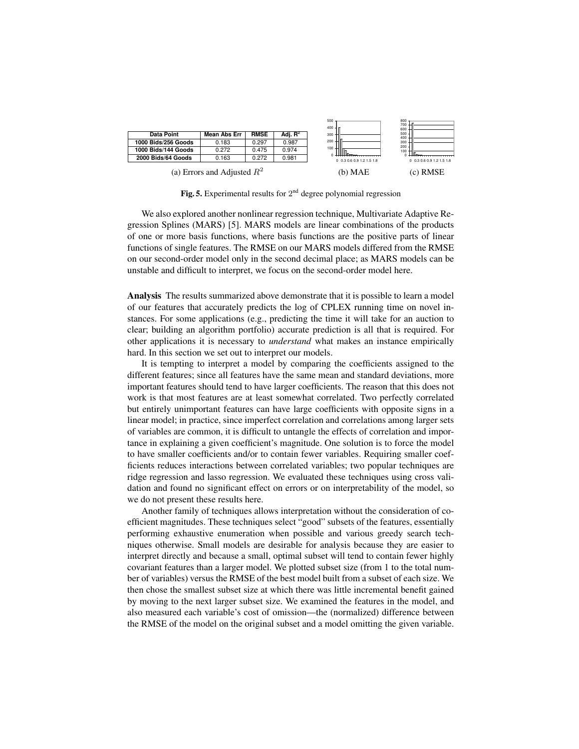| Data Point | Mean Abs Err | RMSE | Adj. $R^2$ |
|---|---|---|---|
| 1000 Bids/256 Goods | 0.183 | 0.297 | 0.987 |
| 1000 Bids/144 Goods | 0.272 | 0.475 | 0.974 |
| 2000 Bids/64 Goods | 0.163 | 0.272 | 0.981 |

(a) Errors and Adjusted $R^2$

(b) MAE

(c) RMSE

**Fig. 5.** Experimental results for $2^{\text{nd}}$ degree polynomial regression

We also explored another nonlinear regression technique, Multivariate Adaptive Regression Splines (MARS) [5]. MARS models are linear combinations of the products of one or more basis functions, where basis functions are the positive parts of linear functions of single features. The RMSE on our MARS models differed from the RMSE on our second-order model only in the second decimal place; as MARS models can be unstable and difficult to interpret, we focus on the second-order model here.

**Analysis** The results summarized above demonstrate that it is possible to learn a model of our features that accurately predicts the log of CPLEX running time on novel instances. For some applications (e.g., predicting the time it will take for an auction to clear; building an algorithm portfolio) accurate prediction is all that is required. For other applications it is necessary to *understand* what makes an instance empirically hard. In this section we set out to interpret our models.

It is tempting to interpret a model by comparing the coefficients assigned to the different features; since all features have the same mean and standard deviations, more important features should tend to have larger coefficients. The reason that this does not work is that most features are at least somewhat correlated. Two perfectly correlated but entirely unimportant features can have large coefficients with opposite signs in a linear model; in practice, since imperfect correlation and correlations among larger sets of variables are common, it is difficult to untangle the effects of correlation and importance in explaining a given coefficient's magnitude. One solution is to force the model to have smaller coefficients and/or to contain fewer variables. Requiring smaller coefficients reduces interactions between correlated variables; two popular techniques are ridge regression and lasso regression. We evaluated these techniques using cross validation and found no significant effect on errors or on interpretability of the model, so we do not present these results here.

Another family of techniques allows interpretation without the consideration of coefficient magnitudes. These techniques select "good" subsets of the features, essentially performing exhaustive enumeration when possible and various greedy search techniques otherwise. Small models are desirable for analysis because they are easier to interpret directly and because a small, optimal subset will tend to contain fewer highly covariant features than a larger model. We plotted subset size (from 1 to the total number of variables) versus the RMSE of the best model built from a subset of each size. We then chose the smallest subset size at which there was little incremental benefit gained by moving to the next larger subset size. We examined the features in the model, and also measured each variable's cost of omission—the (normalized) difference between the RMSE of the model on the original subset and a model omitting the given variable.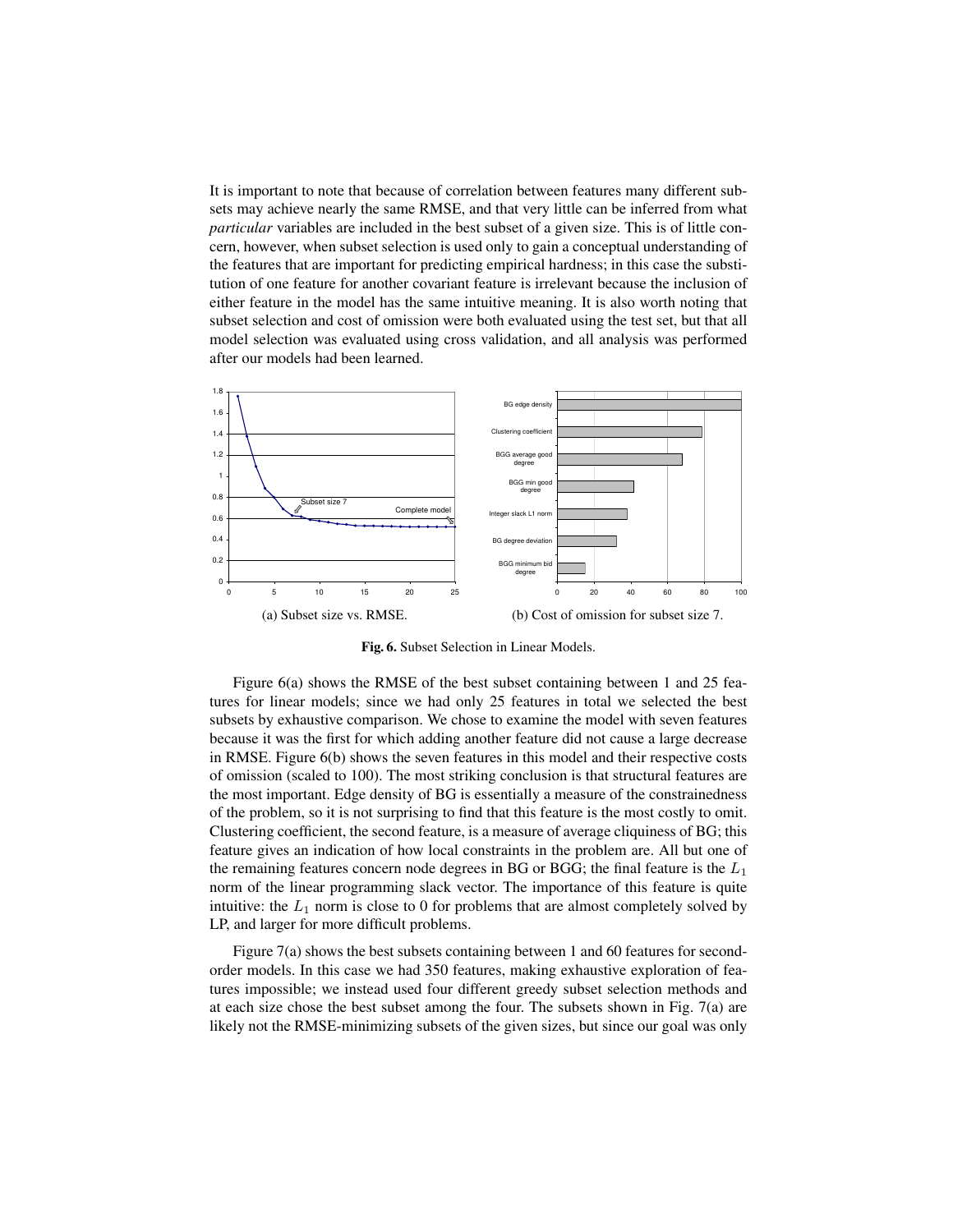It is important to note that because of correlation between features many different subsets may achieve nearly the same RMSE, and that very little can be inferred from what *particular* variables are included in the best subset of a given size. This is of little concern, however, when subset selection is used only to gain a conceptual understanding of the features that are important for predicting empirical hardness; in this case the substitution of one feature for another covariant feature is irrelevant because the inclusion of either feature in the model has the same intuitive meaning. It is also worth noting that subset selection and cost of omission were both evaluated using the test set, but that all model selection was evaluated using cross validation, and all analysis was performed after our models had been learned.

(a) Subset size vs. RMSE.

(b) Cost of omission for subset size 7.

**Fig. 6.** Subset Selection in Linear Models.

Figure 6(a) shows the RMSE of the best subset containing between 1 and 25 features for linear models; since we had only 25 features in total we selected the best subsets by exhaustive comparison. We chose to examine the model with seven features because it was the first for which adding another feature did not cause a large decrease in RMSE. Figure 6(b) shows the seven features in this model and their respective costs of omission (scaled to 100). The most striking conclusion is that structural features are the most important. Edge density of BG is essentially a measure of the constrainedness of the problem, so it is not surprising to find that this feature is the most costly to omit. Clustering coefficient, the second feature, is a measure of average cliquiness of BG; this feature gives an indication of how local constraints in the problem are. All but one of the remaining features concern node degrees in BG or BGG; the final feature is the $L_1$ norm of the linear programming slack vector. The importance of this feature is quite intuitive: the $L_1$ norm is close to 0 for problems that are almost completely solved by LP, and larger for more difficult problems.

Figure 7(a) shows the best subsets containing between 1 and 60 features for second-order models. In this case we had 350 features, making exhaustive exploration of features impossible; we instead used four different greedy subset selection methods and at each size chose the best subset among the four. The subsets shown in Fig. 7(a) are likely not the RMSE-minimizing subsets of the given sizes, but since our goal was only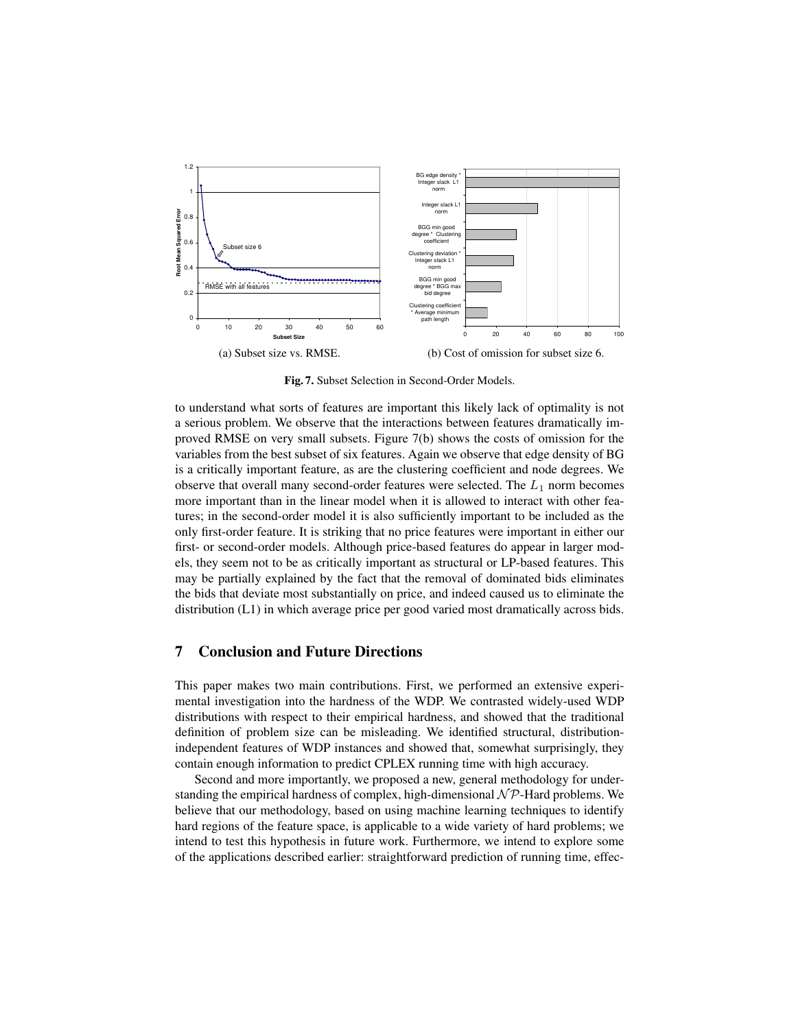(a) Subset size vs. RMSE.

(b) Cost of omission for subset size 6.

**Fig. 7.** Subset Selection in Second-Order Models.

to understand what sorts of features are important this likely lack of optimality is not a serious problem. We observe that the interactions between features dramatically improved RMSE on very small subsets. Figure 7(b) shows the costs of omission for the variables from the best subset of six features. Again we observe that edge density of BG is a critically important feature, as are the clustering coefficient and node degrees. We observe that overall many second-order features were selected. The $L_1$ norm becomes more important than in the linear model when it is allowed to interact with other features; in the second-order model it is also sufficiently important to be included as the only first-order feature. It is striking that no price features were important in either our first- or second-order models. Although price-based features do appear in larger models, they seem not to be as critically important as structural or LP-based features. This may be partially explained by the fact that the removal of dominated bids eliminates the bids that deviate most substantially on price, and indeed caused us to eliminate the distribution (L1) in which average price per good varied most dramatically across bids.

## 7 Conclusion and Future Directions

This paper makes two main contributions. First, we performed an extensive experimental investigation into the hardness of the WDP. We contrasted widely-used WDP distributions with respect to their empirical hardness, and showed that the traditional definition of problem size can be misleading. We identified structural, distribution-independent features of WDP instances and showed that, somewhat surprisingly, they contain enough information to predict CPLEX running time with high accuracy.

Second and more importantly, we proposed a new, general methodology for understanding the empirical hardness of complex, high-dimensional $\mathcal{NP}$-Hard problems. We believe that our methodology, based on using machine learning techniques to identify hard regions of the feature space, is applicable to a wide variety of hard problems; we intend to test this hypothesis in future work. Furthermore, we intend to explore some of the applications described earlier: straightforward prediction of running time, effec-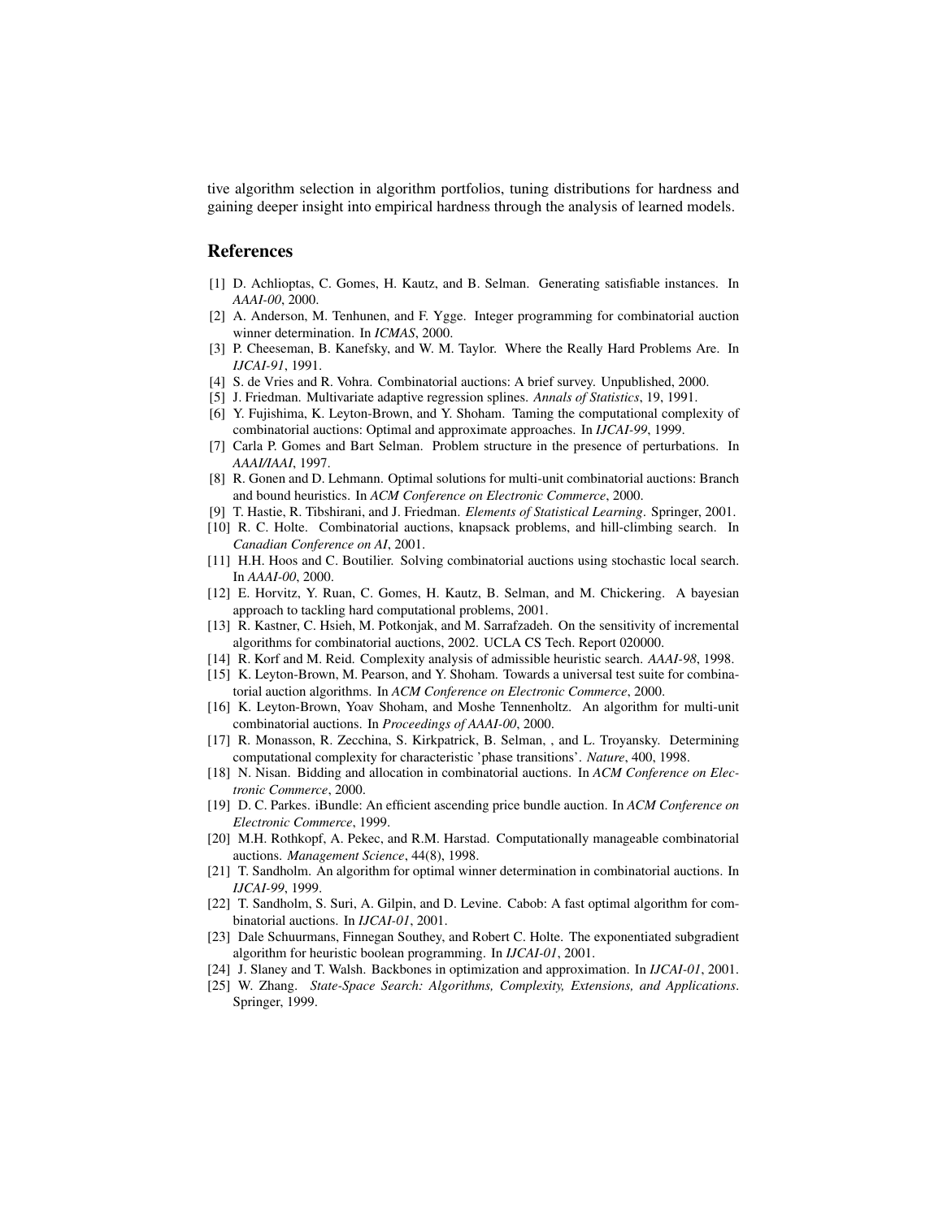tive algorithm selection in algorithm portfolios, tuning distributions for hardness and gaining deeper insight into empirical hardness through the analysis of learned models.

## References

[1] D. Achlioptas, C. Gomes, H. Kautz, and B. Selman. Generating satisfiable instances. In *AAAI-00*, 2000.

[2] A. Anderson, M. Tenhunen, and F. Ygge. Integer programming for combinatorial auction winner determination. In *ICMAS*, 2000.

[3] P. Cheeseman, B. Kanefsky, and W. M. Taylor. Where the Really Hard Problems Are. In *IJCAI-91*, 1991.

[4] S. de Vries and R. Vohra. Combinatorial auctions: A brief survey. Unpublished, 2000.

[5] J. Friedman. Multivariate adaptive regression splines. *Annals of Statistics*, 19, 1991.

[6] Y. Fujishima, K. Leyton-Brown, and Y. Shoham. Taming the computational complexity of combinatorial auctions: Optimal and approximate approaches. In *IJCAI-99*, 1999.

[7] Carla P. Gomes and Bart Selman. Problem structure in the presence of perturbations. In *AAAI/IAAI*, 1997.

[8] R. Gonen and D. Lehmann. Optimal solutions for multi-unit combinatorial auctions: Branch and bound heuristics. In *ACM Conference on Electronic Commerce*, 2000.

[9] T. Hastie, R. Tibshirani, and J. Friedman. *Elements of Statistical Learning*. Springer, 2001.

[10] R. C. Holte. Combinatorial auctions, knapsack problems, and hill-climbing search. In *Canadian Conference on AI*, 2001.

[11] H.H. Hoos and C. Boutilier. Solving combinatorial auctions using stochastic local search. In *AAAI-00*, 2000.

[12] E. Horvitz, Y. Ruan, C. Gomes, H. Kautz, B. Selman, and M. Chickering. A bayesian approach to tackling hard computational problems, 2001.

[13] R. Kastner, C. Hsieh, M. Potkonjak, and M. Sarrafzadeh. On the sensitivity of incremental algorithms for combinatorial auctions, 2002. UCLA CS Tech. Report 020000.

[14] R. Korf and M. Reid. Complexity analysis of admissible heuristic search. *AAAI-98*, 1998.

[15] K. Leyton-Brown, M. Pearson, and Y. Shoham. Towards a universal test suite for combinatorial auction algorithms. In *ACM Conference on Electronic Commerce*, 2000.

[16] K. Leyton-Brown, Yoav Shoham, and Moshe Tennenholtz. An algorithm for multi-unit combinatorial auctions. In *Proceedings of AAAI-00*, 2000.

[17] R. Monasson, R. Zecchina, S. Kirkpatrick, B. Selman, , and L. Troyansky. Determining computational complexity for characteristic 'phase transitions'. *Nature*, 400, 1998.

[18] N. Nisan. Bidding and allocation in combinatorial auctions. In *ACM Conference on Electronic Commerce*, 2000.

[19] D. C. Parkes. iBundle: An efficient ascending price bundle auction. In *ACM Conference on Electronic Commerce*, 1999.

[20] M.H. Rothkopf, A. Pekec, and R.M. Harstad. Computationally manageable combinatorial auctions. *Management Science*, 44(8), 1998.

[21] T. Sandholm. An algorithm for optimal winner determination in combinatorial auctions. In *IJCAI-99*, 1999.

[22] T. Sandholm, S. Suri, A. Gilpin, and D. Levine. Cabob: A fast optimal algorithm for combinatorial auctions. In *IJCAI-01*, 2001.

[23] Dale Schuurmans, Finnegan Southey, and Robert C. Holte. The exponentiated subgradient algorithm for heuristic boolean programming. In *IJCAI-01*, 2001.

[24] J. Slaney and T. Walsh. Backbones in optimization and approximation. In *IJCAI-01*, 2001.

[25] W. Zhang. *State-Space Search: Algorithms, Complexity, Extensions, and Applications*. Springer, 1999.